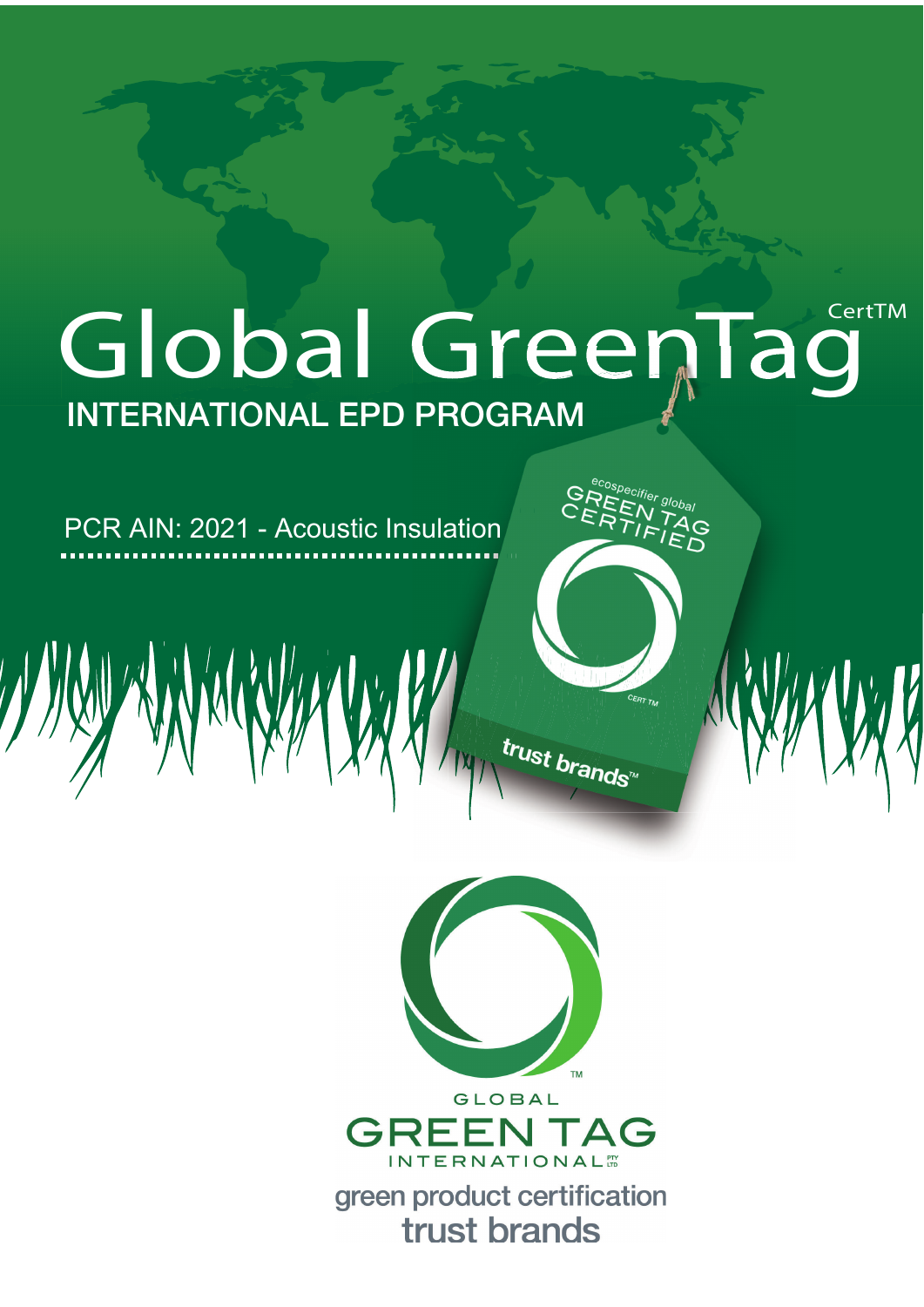# Global GreenTag CertTM

## INTERNATIONAL EPD PROGRAM

PCR AIN: 2021 - Acoustic Insulation

ecospecifier global GREEN TAG CERTIFIED CERT TM

trust brands™

GLOBAL GREEN TAG INTERNATIONAL PTY LTD

green product certification

trust brands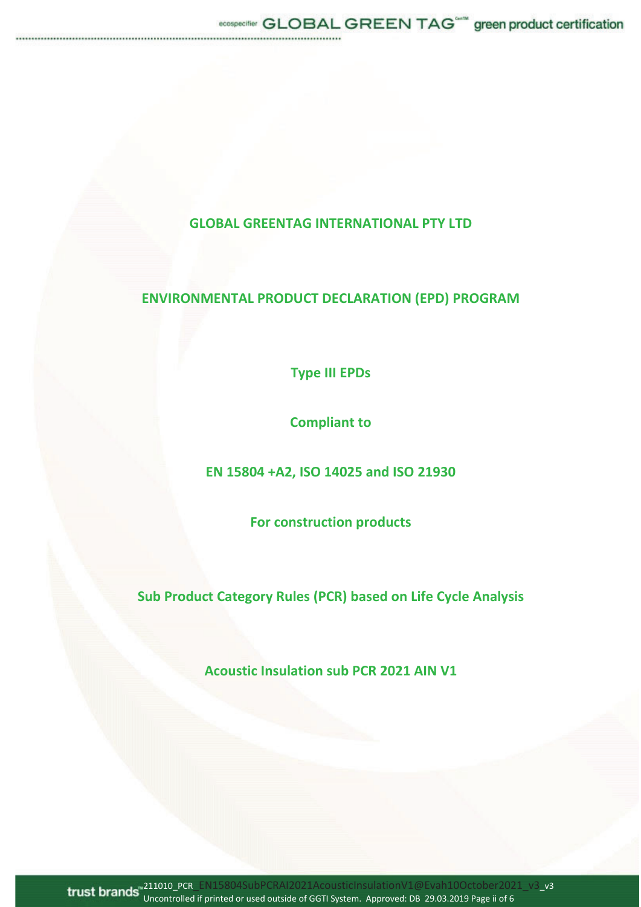# GLOBAL GREENTAG INTERNATIONAL PTY LTD

## ENVIRONMENTAL PRODUCT DECLARATION (EPD) PROGRAM

**Type III EPDs**

**Compliant to**

**EN 15804 +A2, ISO 14025 and ISO 21930**

**For construction products**

**Sub Product Category Rules (PCR) based on Life Cycle Analysis**

**Acoustic Insulation sub PCR 2021 AIN V1**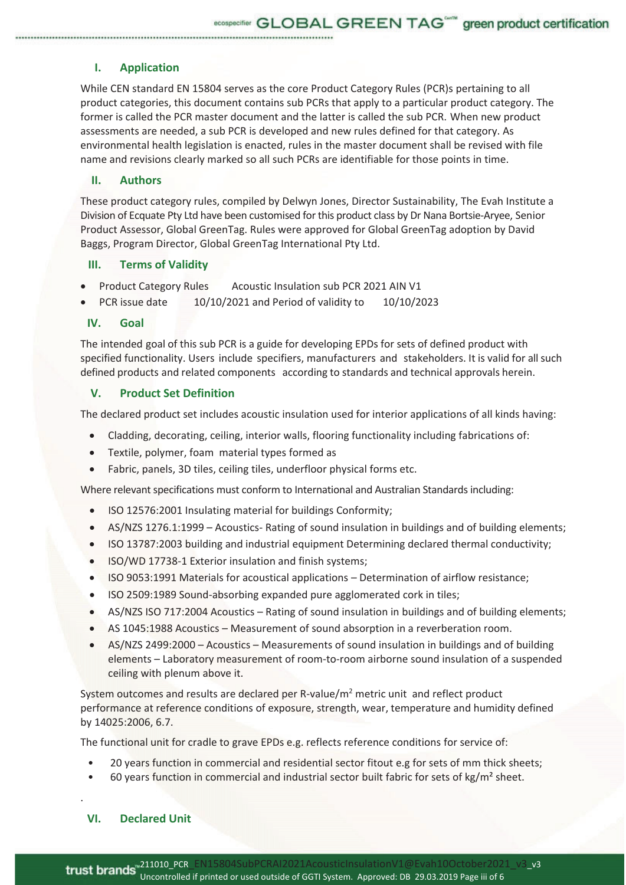## I. Application

While CEN standard EN 15804 serves as the core Product Category Rules (PCR)s pertaining to all product categories, this document contains sub PCRs that apply to a particular product category. The former is called the PCR master document and the latter is called the sub PCR. When new product assessments are needed, a sub PCR is developed and new rules defined for that category. As environmental health legislation is enacted, rules in the master document shall be revised with file name and revisions clearly marked so all such PCRs are identifiable for those points in time.

## II. Authors

These product category rules, compiled by Delwyn Jones, Director Sustainability, The Evah Institute a Division of Ecquate Pty Ltd have been customised for this product class by Dr Nana Bortsie-Aryee, Senior Product Assessor, Global GreenTag. Rules were approved for Global GreenTag adoption by David Baggs, Program Director, Global GreenTag International Pty Ltd.

## III. Terms of Validity

- Product Category Rules  Acoustic Insulation sub PCR 2021 AIN V1
- PCR issue date  10/10/2021 and Period of validity to  10/10/2023

## IV. Goal

The intended goal of this sub PCR is a guide for developing EPDs for sets of defined product with specified functionality. Users include specifiers, manufacturers and stakeholders. It is valid for all such defined products and related components according to standards and technical approvals herein.

## V. Product Set Definition

The declared product set includes acoustic insulation used for interior applications of all kinds having:

- Cladding, decorating, ceiling, interior walls, flooring functionality including fabrications of:
- Textile, polymer, foam material types formed as
- Fabric, panels, 3D tiles, ceiling tiles, underfloor physical forms etc.

Where relevant specifications must conform to International and Australian Standards including:

- ISO 12576:2001 Insulating material for buildings Conformity;
- AS/NZS 1276.1:1999 – Acoustics- Rating of sound insulation in buildings and of building elements;
- ISO 13787:2003 building and industrial equipment Determining declared thermal conductivity;
- ISO/WD 17738-1 Exterior insulation and finish systems;
- ISO 9053:1991 Materials for acoustical applications – Determination of airflow resistance;
- ISO 2509:1989 Sound-absorbing expanded pure agglomerated cork in tiles;
- AS/NZS ISO 717:2004 Acoustics – Rating of sound insulation in buildings and of building elements;
- AS 1045:1988 Acoustics – Measurement of sound absorption in a reverberation room.
- AS/NZS 2499:2000 – Acoustics – Measurements of sound insulation in buildings and of building elements – Laboratory measurement of room-to-room airborne sound insulation of a suspended ceiling with plenum above it.

System outcomes and results are declared per R-value/$m^2$ metric unit and reflect product performance at reference conditions of exposure, strength, wear, temperature and humidity defined by 14025:2006, 6.7.

The functional unit for cradle to grave EPDs e.g. reflects reference conditions for service of:

- 20 years function in commercial and residential sector fitout e.g for sets of mm thick sheets;
- 60 years function in commercial and industrial sector built fabric for sets of kg/$m^2$ sheet.

## VI. Declared Unit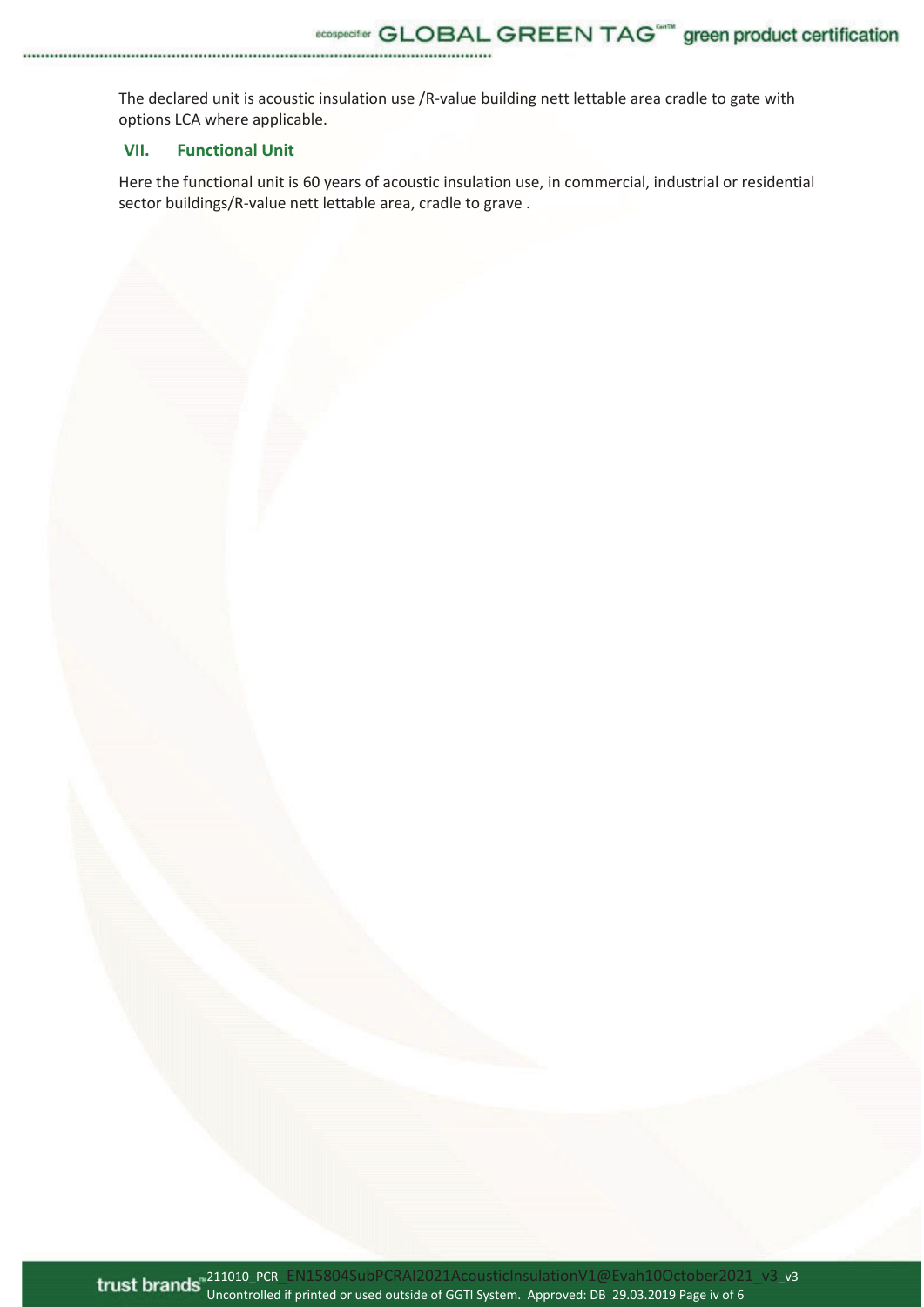The declared unit is acoustic insulation use /R-value building nett lettable area cradle to gate with options LCA where applicable.

## VII. Functional Unit

Here the functional unit is 60 years of acoustic insulation use, in commercial, industrial or residential sector buildings/R-value nett lettable area, cradle to grave .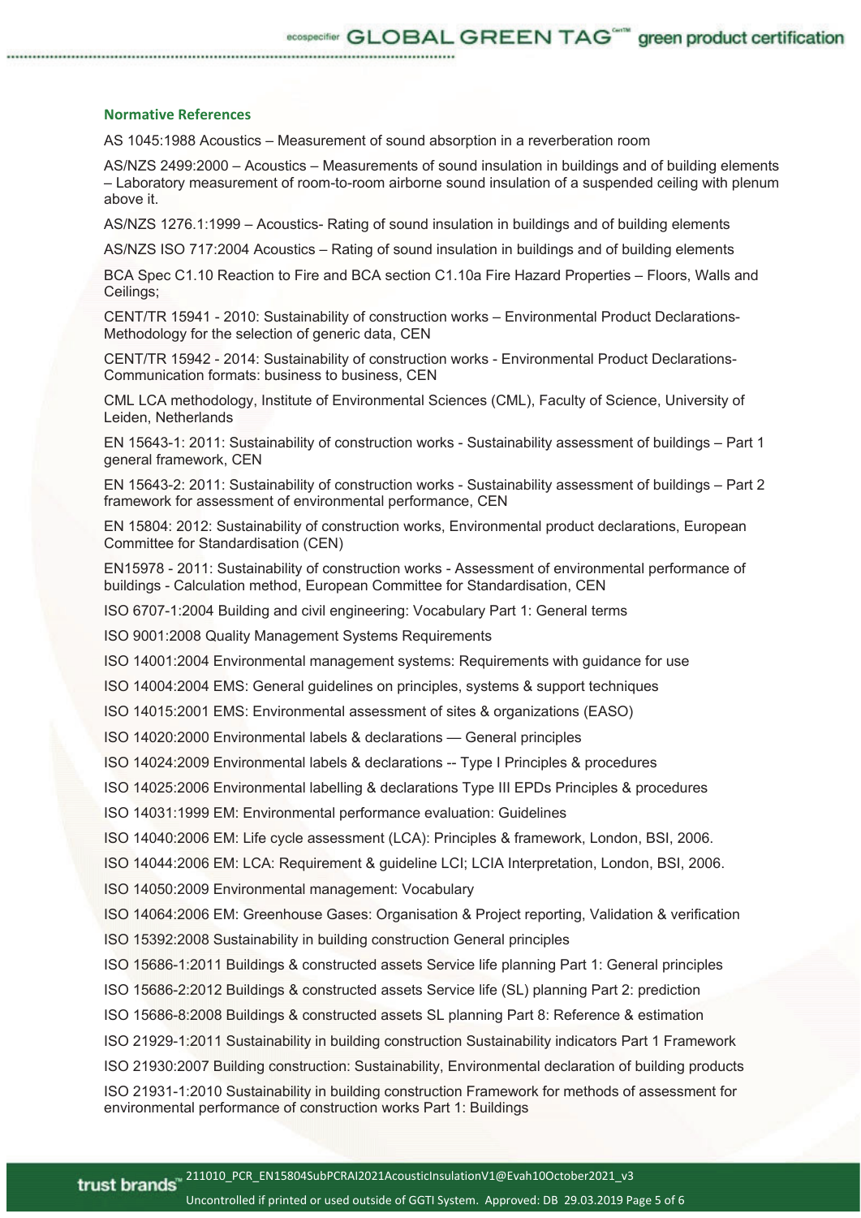## Normative References

AS 1045:1988 Acoustics – Measurement of sound absorption in a reverberation room

AS/NZS 2499:2000 – Acoustics – Measurements of sound insulation in buildings and of building elements – Laboratory measurement of room-to-room airborne sound insulation of a suspended ceiling with plenum above it.

AS/NZS 1276.1:1999 – Acoustics- Rating of sound insulation in buildings and of building elements

AS/NZS ISO 717:2004 Acoustics – Rating of sound insulation in buildings and of building elements

BCA Spec C1.10 Reaction to Fire and BCA section C1.10a Fire Hazard Properties – Floors, Walls and Ceilings;

CENT/TR 15941 - 2010: Sustainability of construction works – Environmental Product Declarations-Methodology for the selection of generic data, CEN

CENT/TR 15942 - 2014: Sustainability of construction works - Environmental Product Declarations-Communication formats: business to business, CEN

CML LCA methodology, Institute of Environmental Sciences (CML), Faculty of Science, University of Leiden, Netherlands

EN 15643-1: 2011: Sustainability of construction works - Sustainability assessment of buildings – Part 1 general framework, CEN

EN 15643-2: 2011: Sustainability of construction works - Sustainability assessment of buildings – Part 2 framework for assessment of environmental performance, CEN

EN 15804: 2012: Sustainability of construction works, Environmental product declarations, European Committee for Standardisation (CEN)

EN15978 - 2011: Sustainability of construction works - Assessment of environmental performance of buildings - Calculation method, European Committee for Standardisation, CEN

ISO 6707-1:2004 Building and civil engineering: Vocabulary Part 1: General terms

ISO 9001:2008 Quality Management Systems Requirements

ISO 14001:2004 Environmental management systems: Requirements with guidance for use

ISO 14004:2004 EMS: General guidelines on principles, systems & support techniques

ISO 14015:2001 EMS: Environmental assessment of sites & organizations (EASO)

ISO 14020:2000 Environmental labels & declarations — General principles

ISO 14024:2009 Environmental labels & declarations -- Type I Principles & procedures

ISO 14025:2006 Environmental labelling & declarations Type III EPDs Principles & procedures

ISO 14031:1999 EM: Environmental performance evaluation: Guidelines

ISO 14040:2006 EM: Life cycle assessment (LCA): Principles & framework, London, BSI, 2006.

ISO 14044:2006 EM: LCA: Requirement & guideline LCI; LCIA Interpretation, London, BSI, 2006.

ISO 14050:2009 Environmental management: Vocabulary

ISO 14064:2006 EM: Greenhouse Gases: Organisation & Project reporting, Validation & verification

ISO 15392:2008 Sustainability in building construction General principles

ISO 15686-1:2011 Buildings & constructed assets Service life planning Part 1: General principles

ISO 15686-2:2012 Buildings & constructed assets Service life (SL) planning Part 2: prediction

ISO 15686-8:2008 Buildings & constructed assets SL planning Part 8: Reference & estimation

ISO 21929-1:2011 Sustainability in building construction Sustainability indicators Part 1 Framework

ISO 21930:2007 Building construction: Sustainability, Environmental declaration of building products

ISO 21931-1:2010 Sustainability in building construction Framework for methods of assessment for environmental performance of construction works Part 1: Buildings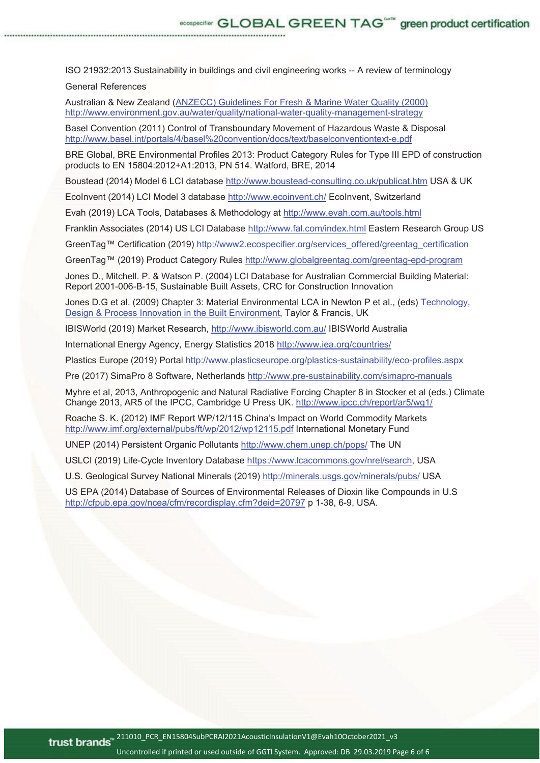ISO 21932:2013 Sustainability in buildings and civil engineering works -- A review of terminology

General References

Australian & New Zealand (ANZECC) Guidelines For Fresh & Marine Water Quality (2000) http://www.environment.gov.au/water/quality/national-water-quality-management-strategy

Basel Convention (2011) Control of Transboundary Movement of Hazardous Waste & Disposal http://www.basel.int/portals/4/basel%20convention/docs/text/baselconventiontext-e.pdf

BRE Global, BRE Environmental Profiles 2013: Product Category Rules for Type III EPD of construction products to EN 15804:2012+A1:2013, PN 514. Watford, BRE, 2014

Boustead (2014) Model 6 LCI database http://www.boustead-consulting.co.uk/publicat.htm USA & UK

EcoInvent (2014) LCI Model 3 database http://www.ecoinvent.ch/ EcoInvent, Switzerland

Evah (2019) LCA Tools, Databases & Methodology at http://www.evah.com.au/tools.html

Franklin Associates (2014) US LCI Database http://www.fal.com/index.html Eastern Research Group US

GreenTag™ Certification (2019) http://www2.ecospecifier.org/services_offered/greentag_certification

GreenTag™ (2019) Product Category Rules http://www.globalgreentag.com/greentag-epd-program

Jones D., Mitchell. P. & Watson P. (2004) LCI Database for Australian Commercial Building Material: Report 2001-006-B-15, Sustainable Built Assets, CRC for Construction Innovation

Jones D.G et al. (2009) Chapter 3: Material Environmental LCA in Newton P et al., (eds) Technology, Design & Process Innovation in the Built Environment, Taylor & Francis, UK

IBISWorld (2019) Market Research, http://www.ibisworld.com.au/ IBISWorld Australia

International Energy Agency, Energy Statistics 2018 http://www.iea.org/countries/

Plastics Europe (2019) Portal http://www.plasticseurope.org/plastics-sustainability/eco-profiles.aspx

Pre (2017) SimaPro 8 Software, Netherlands http://www.pre-sustainability.com/simapro-manuals

Myhre et al, 2013, Anthropogenic and Natural Radiative Forcing Chapter 8 in Stocker et al (eds.) Climate Change 2013, AR5 of the IPCC, Cambridge U Press UK. http://www.ipcc.ch/report/ar5/wg1/

Roache S. K. (2012) IMF Report WP/12/115 China's Impact on World Commodity Markets http://www.imf.org/external/pubs/ft/wp/2012/wp12115.pdf International Monetary Fund

UNEP (2014) Persistent Organic Pollutants http://www.chem.unep.ch/pops/ The UN

USLCI (2019) Life-Cycle Inventory Database https://www.lcacommons.gov/nrel/search, USA

U.S. Geological Survey National Minerals (2019) http://minerals.usgs.gov/minerals/pubs/ USA

US EPA (2014) Database of Sources of Environmental Releases of Dioxin like Compounds in U.S http://cfpub.epa.gov/ncea/cfm/recordisplay.cfm?deid=20797 p 1-38, 6-9, USA.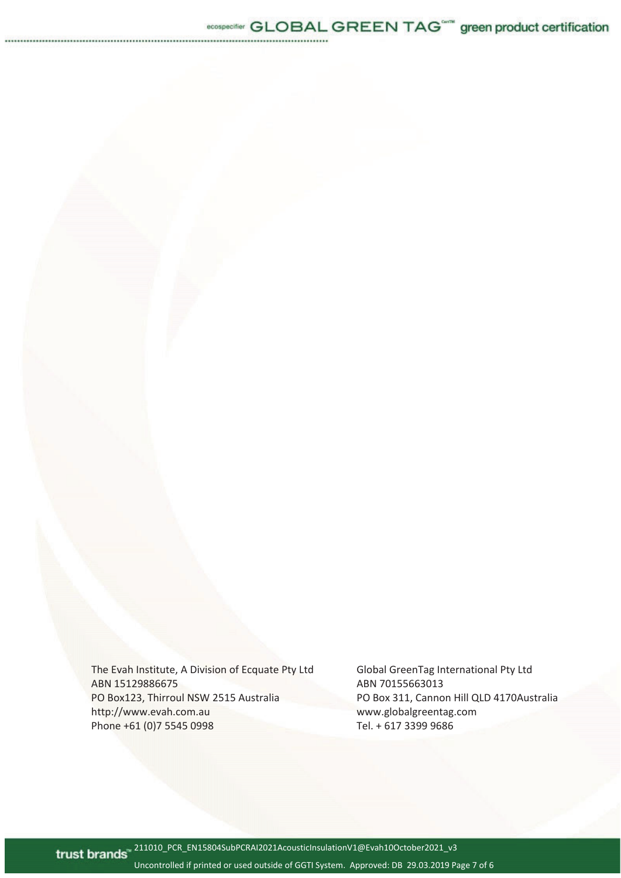The Evah Institute, A Division of Ecquate Pty Ltd
ABN 15129886675
PO Box123, Thirroul NSW 2515 Australia
http://www.evah.com.au
Phone +61 (0)7 5545 0998

Global GreenTag International Pty Ltd
ABN 70155663013
PO Box 311, Cannon Hill QLD 4170Australia
www.globalgreentag.com
Tel. + 617 3399 9686